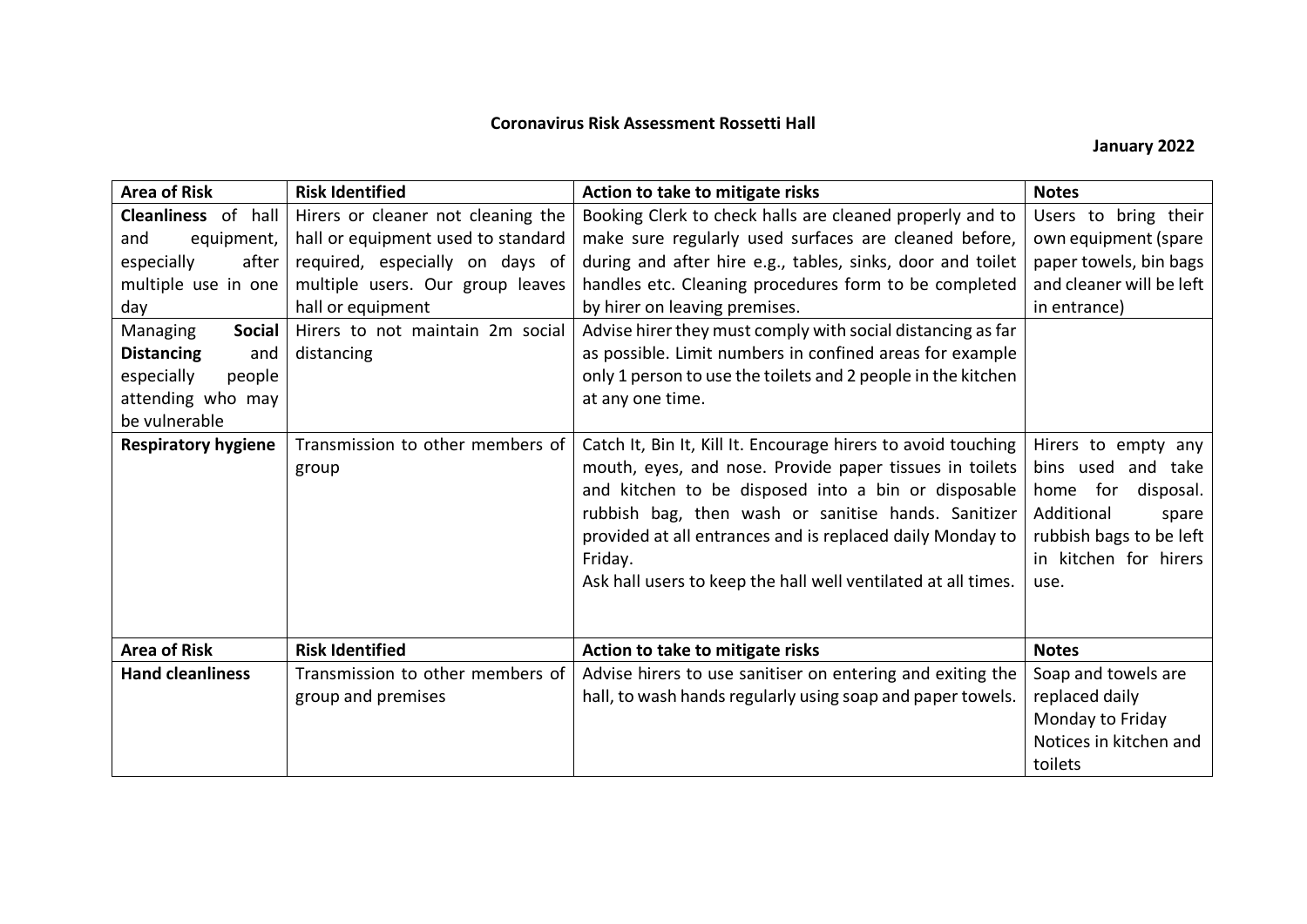**Coronavirus Risk Assessment Rossetti Hall**

**January 2022**

| **Area of Risk** | **Risk Identified** | **Action to take to mitigate risks** | **Notes** |
|---|---|---|---|
| **Cleanliness** of hall and equipment, especially after multiple use in one day | Hirers or cleaner not cleaning the hall or equipment used to standard required, especially on days of multiple users. Our group leaves hall or equipment | Booking Clerk to check halls are cleaned properly and to make sure regularly used surfaces are cleaned before, during and after hire e.g., tables, sinks, door and toilet handles etc. Cleaning procedures form to be completed by hirer on leaving premises. | Users to bring their own equipment (spare paper towels, bin bags and cleaner will be left in entrance) |
| Managing **Social Distancing** and especially people attending who may be vulnerable | Hirers to not maintain 2m social distancing | Advise hirer they must comply with social distancing as far as possible. Limit numbers in confined areas for example only 1 person to use the toilets and 2 people in the kitchen at any one time. | |
| **Respiratory hygiene** | Transmission to other members of group | Catch It, Bin It, Kill It. Encourage hirers to avoid touching mouth, eyes, and nose. Provide paper tissues in toilets and kitchen to be disposed into a bin or disposable rubbish bag, then wash or sanitise hands. Sanitizer provided at all entrances and is replaced daily Monday to Friday.<br>Ask hall users to keep the hall well ventilated at all times. | Hirers to empty any bins used and take home for disposal. Additional spare rubbish bags to be left in kitchen for hirers use. |
| **Area of Risk** | **Risk Identified** | **Action to take to mitigate risks** | **Notes** |
| **Hand cleanliness** | Transmission to other members of group and premises | Advise hirers to use sanitiser on entering and exiting the hall, to wash hands regularly using soap and paper towels. | Soap and towels are replaced daily Monday to Friday<br>Notices in kitchen and toilets |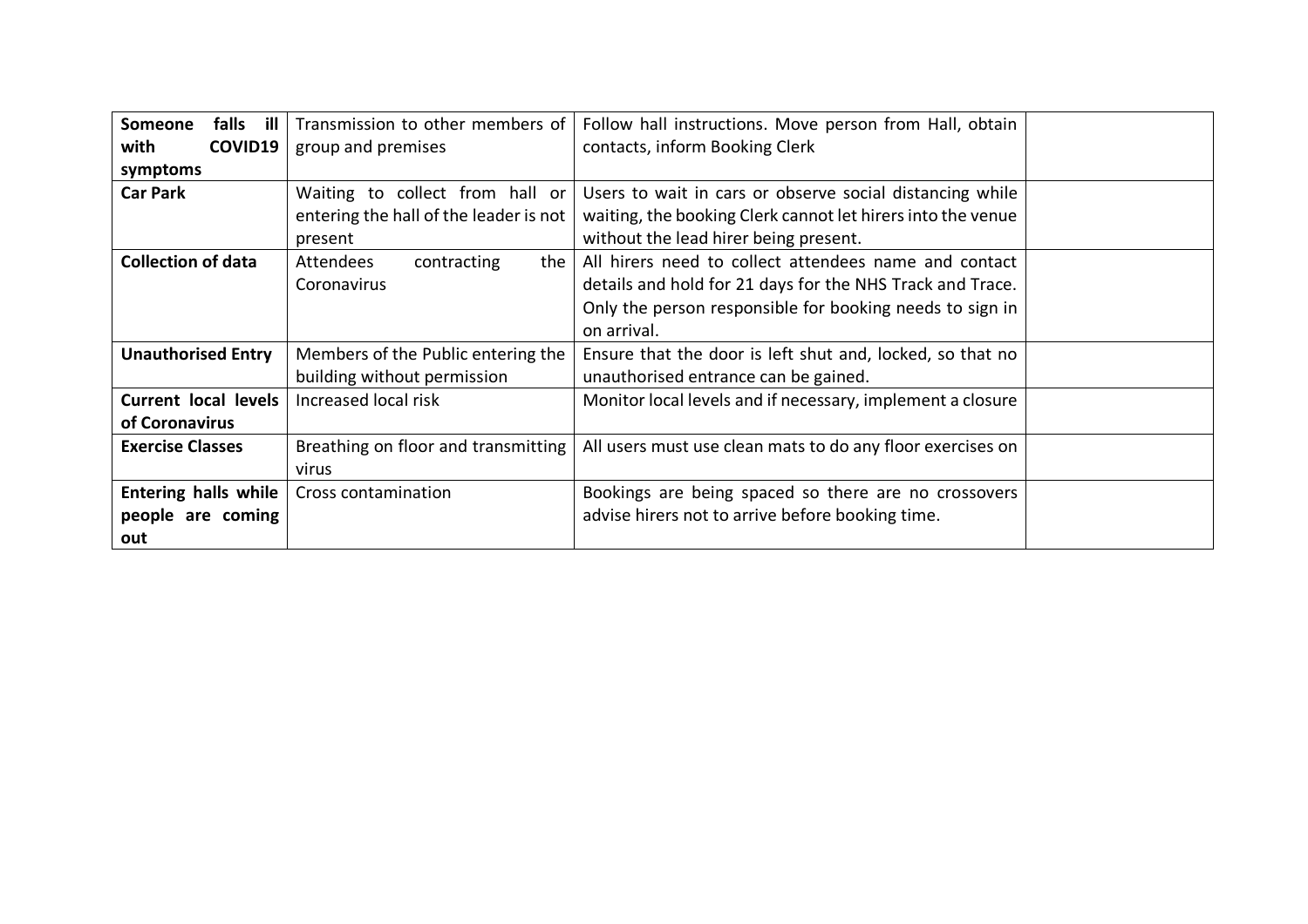| | | | |
|---|---|---|---|
| **Someone falls ill with COVID19 symptoms** | Transmission to other members of group and premises | Follow hall instructions. Move person from Hall, obtain contacts, inform Booking Clerk | |
| **Car Park** | Waiting to collect from hall or entering the hall of the leader is not present | Users to wait in cars or observe social distancing while waiting, the booking Clerk cannot let hirers into the venue without the lead hirer being present. | |
| **Collection of data** | Attendees contracting the Coronavirus | All hirers need to collect attendees name and contact details and hold for 21 days for the NHS Track and Trace. Only the person responsible for booking needs to sign in on arrival. | |
| **Unauthorised Entry** | Members of the Public entering the building without permission | Ensure that the door is left shut and, locked, so that no unauthorised entrance can be gained. | |
| **Current local levels of Coronavirus** | Increased local risk | Monitor local levels and if necessary, implement a closure | |
| **Exercise Classes** | Breathing on floor and transmitting virus | All users must use clean mats to do any floor exercises on | |
| **Entering halls while people are coming out** | Cross contamination | Bookings are being spaced so there are no crossovers advise hirers not to arrive before booking time. | |